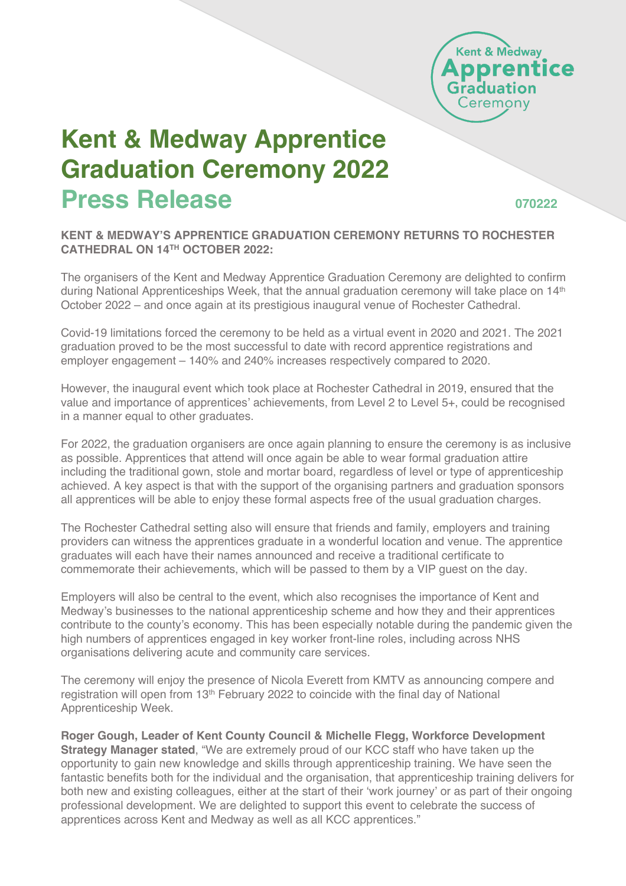# Kent & Medway Apprentice Graduation Ceremony 2022

## Press Release

070222

**KENT & MEDWAY'S APPRENTICE GRADUATION CEREMONY RETURNS TO ROCHESTER CATHEDRAL ON 14TH OCTOBER 2022:**

The organisers of the Kent and Medway Apprentice Graduation Ceremony are delighted to confirm during National Apprenticeships Week, that the annual graduation ceremony will take place on 14th October 2022 – and once again at its prestigious inaugural venue of Rochester Cathedral.

Covid-19 limitations forced the ceremony to be held as a virtual event in 2020 and 2021. The 2021 graduation proved to be the most successful to date with record apprentice registrations and employer engagement – 140% and 240% increases respectively compared to 2020.

However, the inaugural event which took place at Rochester Cathedral in 2019, ensured that the value and importance of apprentices' achievements, from Level 2 to Level 5+, could be recognised in a manner equal to other graduates.

For 2022, the graduation organisers are once again planning to ensure the ceremony is as inclusive as possible. Apprentices that attend will once again be able to wear formal graduation attire including the traditional gown, stole and mortar board, regardless of level or type of apprenticeship achieved. A key aspect is that with the support of the organising partners and graduation sponsors all apprentices will be able to enjoy these formal aspects free of the usual graduation charges.

The Rochester Cathedral setting also will ensure that friends and family, employers and training providers can witness the apprentices graduate in a wonderful location and venue. The apprentice graduates will each have their names announced and receive a traditional certificate to commemorate their achievements, which will be passed to them by a VIP guest on the day.

Employers will also be central to the event, which also recognises the importance of Kent and Medway's businesses to the national apprenticeship scheme and how they and their apprentices contribute to the county's economy. This has been especially notable during the pandemic given the high numbers of apprentices engaged in key worker front-line roles, including across NHS organisations delivering acute and community care services.

The ceremony will enjoy the presence of Nicola Everett from KMTV as announcing compere and registration will open from 13th February 2022 to coincide with the final day of National Apprenticeship Week.

**Roger Gough, Leader of Kent County Council & Michelle Flegg, Workforce Development Strategy Manager stated**, "We are extremely proud of our KCC staff who have taken up the opportunity to gain new knowledge and skills through apprenticeship training. We have seen the fantastic benefits both for the individual and the organisation, that apprenticeship training delivers for both new and existing colleagues, either at the start of their 'work journey' or as part of their ongoing professional development. We are delighted to support this event to celebrate the success of apprentices across Kent and Medway as well as all KCC apprentices."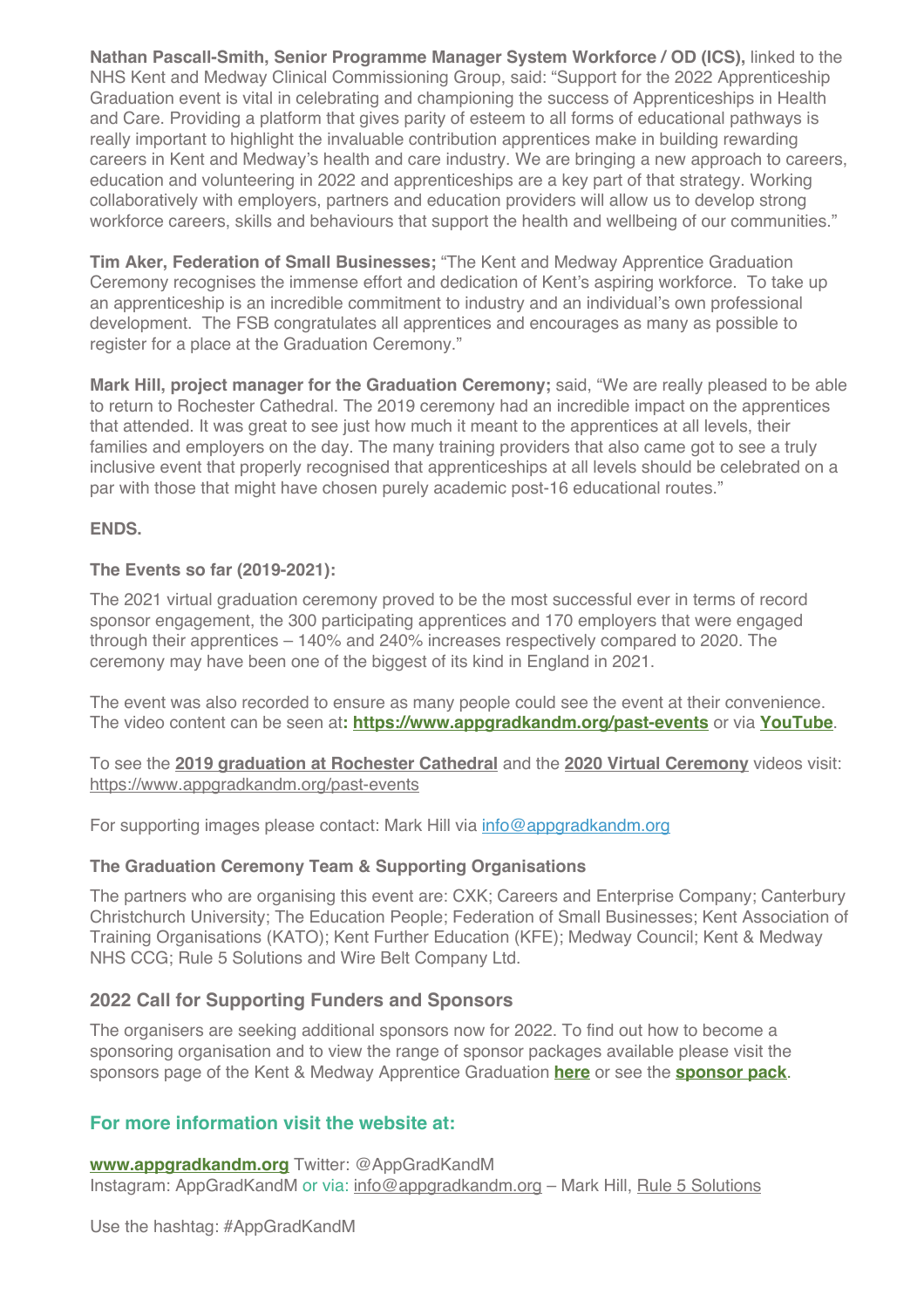**Nathan Pascall-Smith, Senior Programme Manager System Workforce / OD (ICS),** linked to the NHS Kent and Medway Clinical Commissioning Group, said: "Support for the 2022 Apprenticeship Graduation event is vital in celebrating and championing the success of Apprenticeships in Health and Care. Providing a platform that gives parity of esteem to all forms of educational pathways is really important to highlight the invaluable contribution apprentices make in building rewarding careers in Kent and Medway's health and care industry. We are bringing a new approach to careers, education and volunteering in 2022 and apprenticeships are a key part of that strategy. Working collaboratively with employers, partners and education providers will allow us to develop strong workforce careers, skills and behaviours that support the health and wellbeing of our communities."

**Tim Aker, Federation of Small Businesses;** "The Kent and Medway Apprentice Graduation Ceremony recognises the immense effort and dedication of Kent's aspiring workforce. To take up an apprenticeship is an incredible commitment to industry and an individual's own professional development. The FSB congratulates all apprentices and encourages as many as possible to register for a place at the Graduation Ceremony."

**Mark Hill, project manager for the Graduation Ceremony;** said, "We are really pleased to be able to return to Rochester Cathedral. The 2019 ceremony had an incredible impact on the apprentices that attended. It was great to see just how much it meant to the apprentices at all levels, their families and employers on the day. The many training providers that also came got to see a truly inclusive event that properly recognised that apprenticeships at all levels should be celebrated on a par with those that might have chosen purely academic post-16 educational routes."

**ENDS.**

**The Events so far (2019-2021):**

The 2021 virtual graduation ceremony proved to be the most successful ever in terms of record sponsor engagement, the 300 participating apprentices and 170 employers that were engaged through their apprentices – 140% and 240% increases respectively compared to 2020. The ceremony may have been one of the biggest of its kind in England in 2021.

The event was also recorded to ensure as many people could see the event at their convenience. The video content can be seen at**: [https://www.appgradkandm.org/past-events](https://www.appgradkandm.org/past-events)** or via **YouTube**.

To see the **2019 graduation at Rochester Cathedral** and the **2020 Virtual Ceremony** videos visit: https://www.appgradkandm.org/past-events

For supporting images please contact: Mark Hill via info@appgradkandm.org

**The Graduation Ceremony Team & Supporting Organisations**

The partners who are organising this event are: CXK; Careers and Enterprise Company; Canterbury Christchurch University; The Education People; Federation of Small Businesses; Kent Association of Training Organisations (KATO); Kent Further Education (KFE); Medway Council; Kent & Medway NHS CCG; Rule 5 Solutions and Wire Belt Company Ltd.

## 2022 Call for Supporting Funders and Sponsors

The organisers are seeking additional sponsors now for 2022. To find out how to become a sponsoring organisation and to view the range of sponsor packages available please visit the sponsors page of the Kent & Medway Apprentice Graduation **here** or see the **sponsor pack**.

## For more information visit the website at:

**www.appgradkandm.org** Twitter: @AppGradKandM
Instagram: AppGradKandM or via: info@appgradkandm.org – Mark Hill, Rule 5 Solutions

Use the hashtag: #AppGradKandM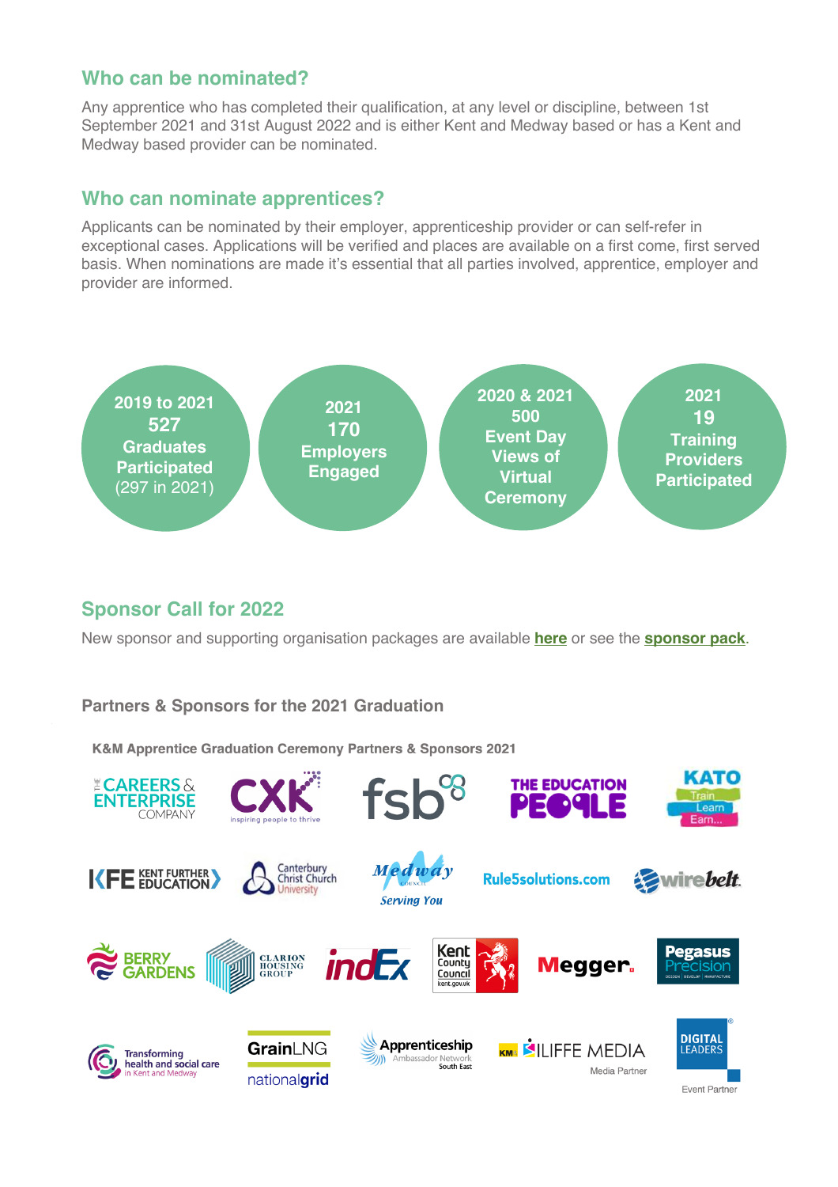## Who can be nominated?

Any apprentice who has completed their qualification, at any level or discipline, between 1st September 2021 and 31st August 2022 and is either Kent and Medway based or has a Kent and Medway based provider can be nominated.

## Who can nominate apprentices?

Applicants can be nominated by their employer, apprenticeship provider or can self-refer in exceptional cases. Applications will be verified and places are available on a first come, first served basis. When nominations are made it's essential that all parties involved, apprentice, employer and provider are informed.

**2019 to 2021**
**527**
**Graduates Participated**
(297 in 2021)

**2021**
**170**
**Employers Engaged**

**2020 & 2021**
**500**
**Event Day Views of Virtual Ceremony**

**2021**
**19**
**Training Providers Participated**

## Sponsor Call for 2022

New sponsor and supporting organisation packages are available **here** or see the **sponsor pack**.

### Partners & Sponsors for the 2021 Graduation

**K&M Apprentice Graduation Ceremony Partners & Sponsors 2021**

The Careers & Enterprise Company
CXK inspiring people to thrive
fsb
The Education People
KATO Train Learn Earn...
KFE Kent Further Education
Canterbury Christ Church University
Medway Council Serving You
Rule5solutions.com
wirebelt
Berry Gardens
Clarion Housing Group
indEx
Kent County Council kent.gov.uk
Megger
Pegasus Precision
Transforming health and social care in Kent and Medway
GrainLNG
nationalgrid
Apprenticeship Ambassador Network South East
KM Iliffe Media
Media Partner
Digital Leaders
Event Partner